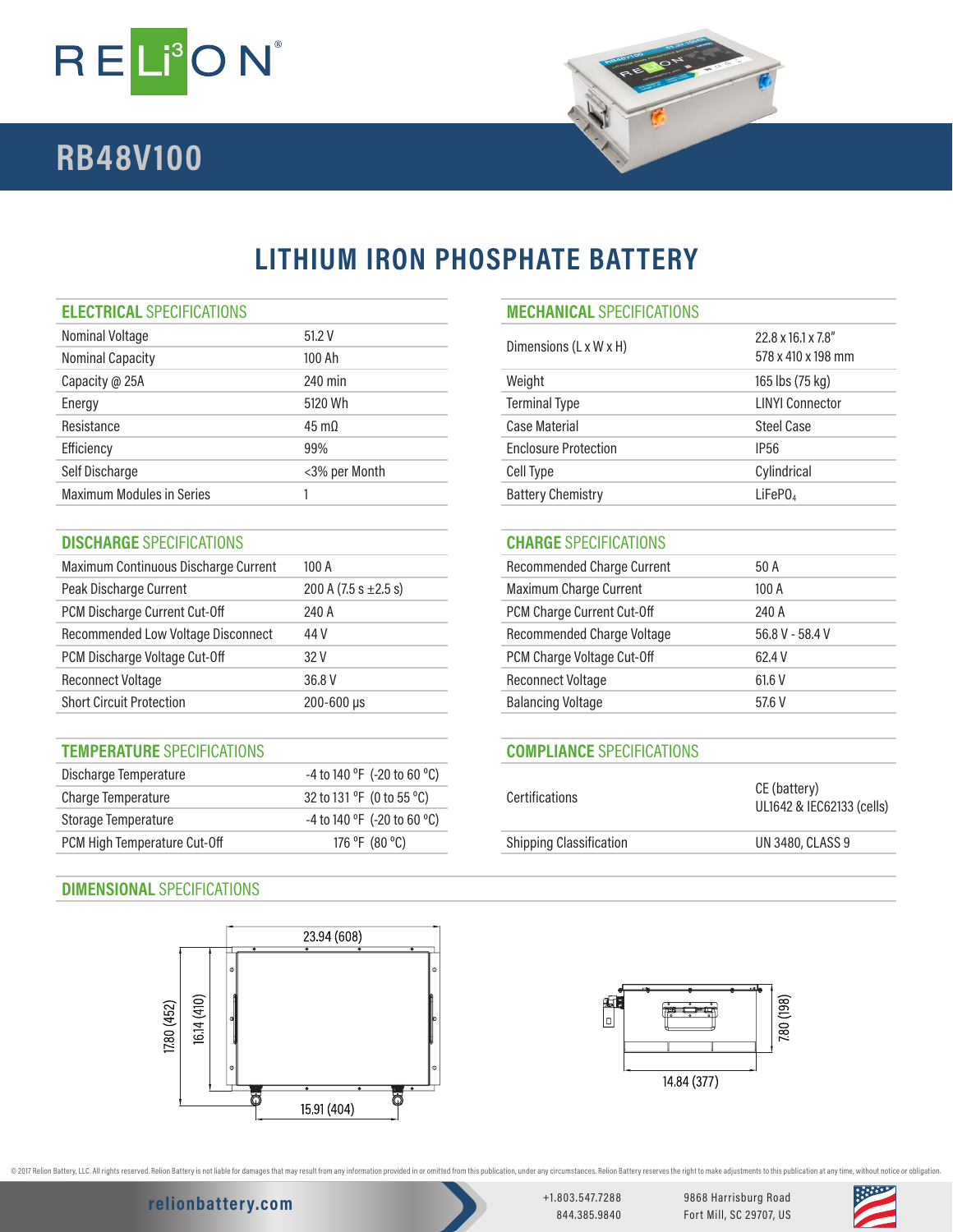# RELi³ON

## RB48V100

# LITHIUM IRON PHOSPHATE BATTERY

### ELECTRICAL SPECIFICATIONS

| | |
|---|---|
| Nominal Voltage | 51.2 V |
| Nominal Capacity | 100 Ah |
| Capacity @ 25A | 240 min |
| Energy | 5120 Wh |
| Resistance | 45 mΩ |
| Efficiency | 99% |
| Self Discharge | <3% per Month |
| Maximum Modules in Series | 1 |

### MECHANICAL SPECIFICATIONS

| | |
|---|---|
| Dimensions (L x W x H) | 22.8 x 16.1 x 7.8"<br>578 x 410 x 198 mm |
| Weight | 165 lbs (75 kg) |
| Terminal Type | LINYI Connector |
| Case Material | Steel Case |
| Enclosure Protection | IP56 |
| Cell Type | Cylindrical |
| Battery Chemistry | $LiFePO_4$ |

### DISCHARGE SPECIFICATIONS

| | |
|---|---|
| Maximum Continuous Discharge Current | 100 A |
| Peak Discharge Current | 200 A (7.5 s ±2.5 s) |
| PCM Discharge Current Cut-Off | 240 A |
| Recommended Low Voltage Disconnect | 44 V |
| PCM Discharge Voltage Cut-Off | 32 V |
| Reconnect Voltage | 36.8 V |
| Short Circuit Protection | 200-600 µs |

### CHARGE SPECIFICATIONS

| | |
|---|---|
| Recommended Charge Current | 50 A |
| Maximum Charge Current | 100 A |
| PCM Charge Current Cut-Off | 240 A |
| Recommended Charge Voltage | 56.8 V - 58.4 V |
| PCM Charge Voltage Cut-Off | 62.4 V |
| Reconnect Voltage | 61.6 V |
| Balancing Voltage | 57.6 V |

### TEMPERATURE SPECIFICATIONS

| | |
|---|---|
| Discharge Temperature | -4 to 140 °F (-20 to 60 °C) |
| Charge Temperature | 32 to 131 °F (0 to 55 °C) |
| Storage Temperature | -4 to 140 °F (-20 to 60 °C) |
| PCM High Temperature Cut-Off | 176 °F (80 °C) |

### COMPLIANCE SPECIFICATIONS

| | |
|---|---|
| Certifications | CE (battery)<br>UL1642 & IEC62133 (cells) |
| Shipping Classification | UN 3480, CLASS 9 |

### DIMENSIONAL SPECIFICATIONS

23.94 (608)
17.80 (452)
16.14 (410)
15.91 (404)
7.80 (198)
14.84 (377)

© 2017 Relion Battery, LLC. All rights reserved. Relion Battery is not liable for damages that may result from any information provided in or omitted from this publication, under any circumstances. Relion Battery reserves the right to make adjustments to this publication at any time, without notice or obligation.

relionbattery.com

+1.803.547.7288
844.385.9840

9868 Harrisburg Road
Fort Mill, SC 29707, US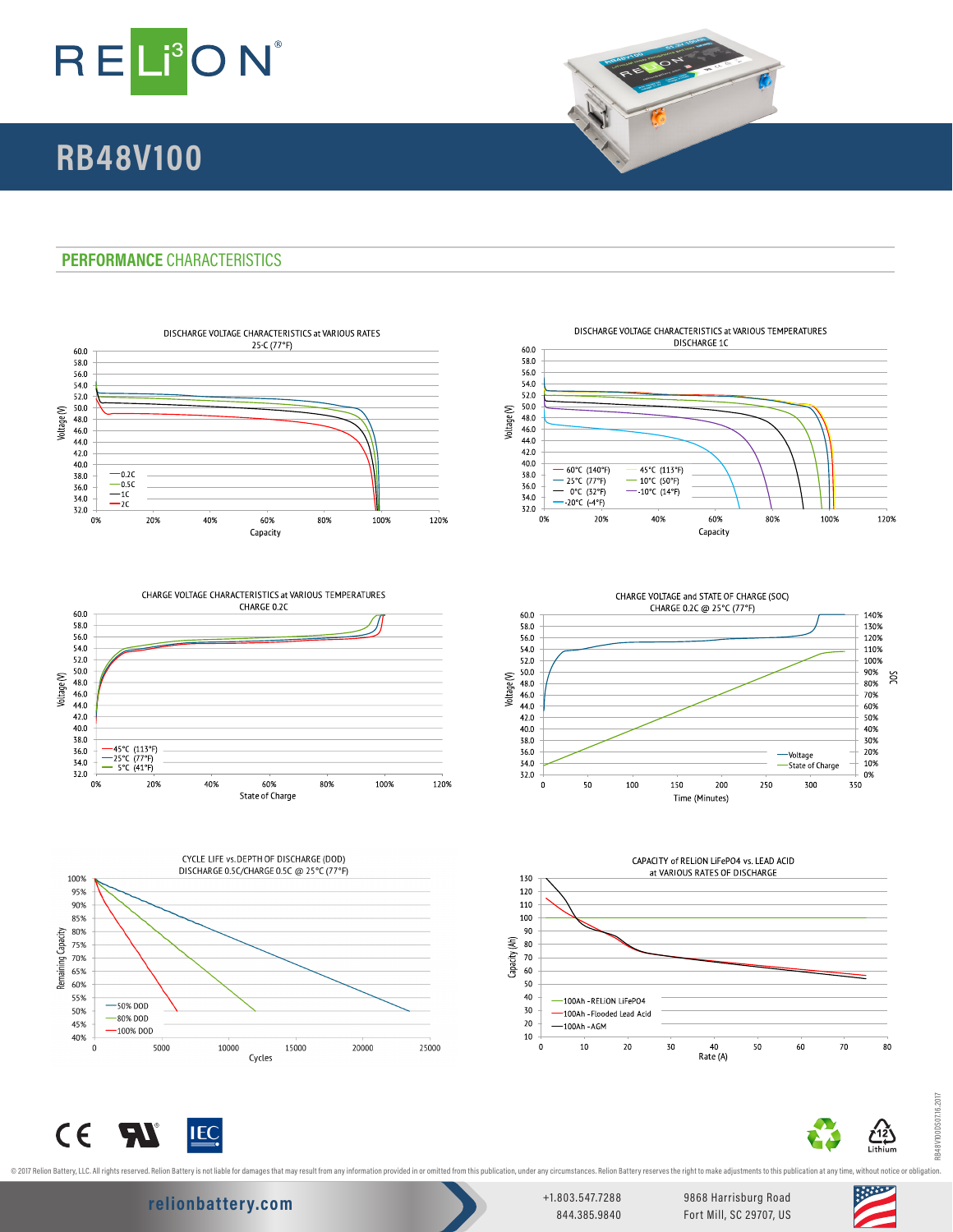# RB48V100

## PERFORMANCE CHARACTERISTICS

DISCHARGE VOLTAGE CHARACTERISTICS at VARIOUS RATES
25°C (77°F)

Voltage (V)
60.0
58.0
56.0
54.0
52.0
50.0
48.0
46.0
44.0
42.0
40.0
38.0
36.0
34.0
32.0

0.2C
0.5C
1C
2C

0% 20% 40% 60% 80% 100% 120%
Capacity

DISCHARGE VOLTAGE CHARACTERISTICS at VARIOUS TEMPERATURES
DISCHARGE 1C

Voltage (V)
60.0
58.0
56.0
54.0
52.0
50.0
48.0
46.0
44.0
42.0
40.0
38.0
36.0
34.0
32.0

60°C (140°F)
45°C (113°F)
25°C (77°F)
10°C (50°F)
0°C (32°F)
-10°C (14°F)
-20°C (-4°F)

0% 20% 40% 60% 80% 100% 120%
Capacity

CHARGE VOLTAGE CHARACTERISTICS at VARIOUS TEMPERATURES
CHARGE 0.2C

Voltage (V)
60.0
58.0
56.0
54.0
52.0
50.0
48.0
46.0
44.0
42.0
40.0
38.0
36.0
34.0
32.0

45°C (113°F)
25°C (77°F)
5°C (41°F)

0% 20% 40% 60% 80% 100% 120%
State of Charge

CHARGE VOLTAGE and STATE OF CHARGE (SOC)
CHARGE 0.2C @ 25°C (77°F)

Voltage (V)
60.0
58.0
56.0
54.0
52.0
50.0
48.0
46.0
44.0
42.0
40.0
38.0
36.0
34.0
32.0

SOC
140%
130%
120%
110%
100%
90%
80%
70%
60%
50%
40%
30%
20%
10%
0%

Voltage
State of Charge

0 50 100 150 200 250 300 350
Time (Minutes)

CYCLE LIFE vs. DEPTH OF DISCHARGE (DOD)
DISCHARGE 0.5C/CHARGE 0.5C @ 25°C (77°F)

Remaining Capacity
100%
95%
90%
85%
80%
75%
70%
65%
60%
55%
50%
45%
40%

50% DOD
80% DOD
100% DOD

0 5000 10000 15000 20000 25000
Cycles

CAPACITY of RELiON LiFePO4 vs. LEAD ACID
at VARIOUS RATES OF DISCHARGE

Capacity (Ah)
130
120
110
100
90
80
70
60
50
40
30
20
10

100Ah - RELiON LiFePO4
100Ah - Flooded Lead Acid
100Ah - AGM

0 10 20 30 40 50 60 70 80
Rate (A)

RB48V100DS07.16.2017

© 2017 Relion Battery, LLC. All rights reserved. Relion Battery is not liable for damages that may result from any information provided in or omitted from this publication, under any circumstances. Relion Battery reserves the right to make adjustments to this publication at any time, without notice or obligation.

relionbattery.com

+1.803.547.7288
844.385.9840

9868 Harrisburg Road
Fort Mill, SC 29707, US